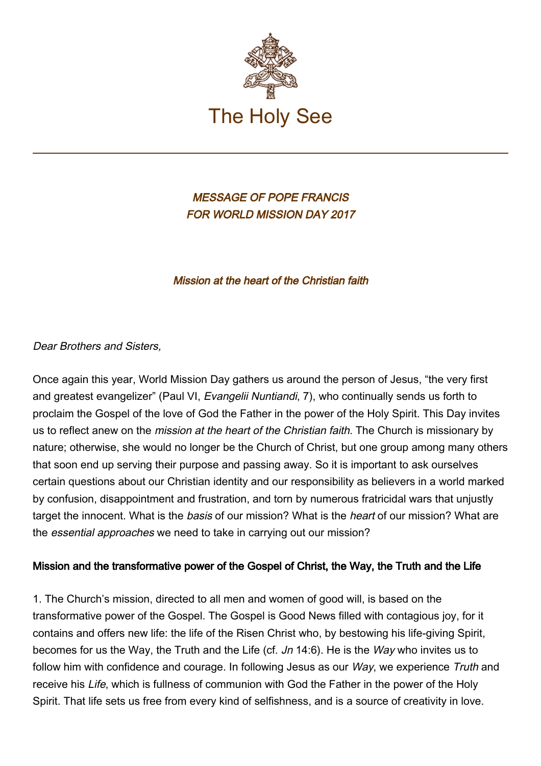# The Holy See

## *MESSAGE OF POPE FRANCIS FOR WORLD MISSION DAY 2017*

### *Mission at the heart of the Christian faith*

*Dear Brothers and Sisters,*

Once again this year, World Mission Day gathers us around the person of Jesus, "the very first and greatest evangelizer" (Paul VI, *Evangelii Nuntiandi*, 7), who continually sends us forth to proclaim the Gospel of the love of God the Father in the power of the Holy Spirit. This Day invites us to reflect anew on the *mission at the heart of the Christian faith*. The Church is missionary by nature; otherwise, she would no longer be the Church of Christ, but one group among many others that soon end up serving their purpose and passing away. So it is important to ask ourselves certain questions about our Christian identity and our responsibility as believers in a world marked by confusion, disappointment and frustration, and torn by numerous fratricidal wars that unjustly target the innocent. What is the *basis* of our mission? What is the *heart* of our mission? What are the *essential approaches* we need to take in carrying out our mission?

**Mission and the transformative power of the Gospel of Christ, the Way, the Truth and the Life**

1. The Church's mission, directed to all men and women of good will, is based on the transformative power of the Gospel. The Gospel is Good News filled with contagious joy, for it contains and offers new life: the life of the Risen Christ who, by bestowing his life-giving Spirit, becomes for us the Way, the Truth and the Life (cf. *Jn* 14:6). He is the *Way* who invites us to follow him with confidence and courage. In following Jesus as our *Way*, we experience *Truth* and receive his *Life*, which is fullness of communion with God the Father in the power of the Holy Spirit. That life sets us free from every kind of selfishness, and is a source of creativity in love.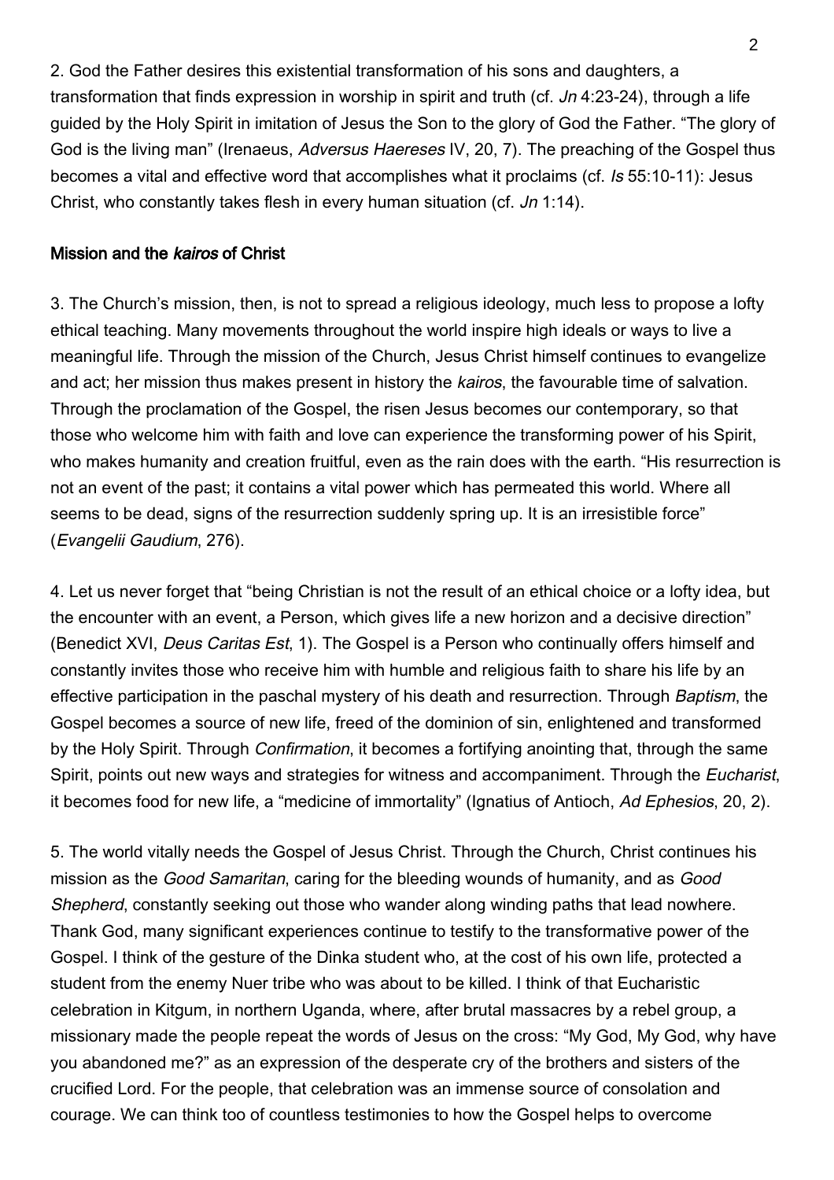2. God the Father desires this existential transformation of his sons and daughters, a transformation that finds expression in worship in spirit and truth (cf. *Jn* 4:23-24), through a life guided by the Holy Spirit in imitation of Jesus the Son to the glory of God the Father. "The glory of God is the living man" (Irenaeus, *Adversus Haereses* IV, 20, 7). The preaching of the Gospel thus becomes a vital and effective word that accomplishes what it proclaims (cf. *Is* 55:10-11): Jesus Christ, who constantly takes flesh in every human situation (cf. *Jn* 1:14).

## Mission and the *kairos* of Christ

3. The Church's mission, then, is not to spread a religious ideology, much less to propose a lofty ethical teaching. Many movements throughout the world inspire high ideals or ways to live a meaningful life. Through the mission of the Church, Jesus Christ himself continues to evangelize and act; her mission thus makes present in history the *kairos*, the favourable time of salvation. Through the proclamation of the Gospel, the risen Jesus becomes our contemporary, so that those who welcome him with faith and love can experience the transforming power of his Spirit, who makes humanity and creation fruitful, even as the rain does with the earth. "His resurrection is not an event of the past; it contains a vital power which has permeated this world. Where all seems to be dead, signs of the resurrection suddenly spring up. It is an irresistible force" (*Evangelii Gaudium*, 276).

4. Let us never forget that "being Christian is not the result of an ethical choice or a lofty idea, but the encounter with an event, a Person, which gives life a new horizon and a decisive direction" (Benedict XVI, *Deus Caritas Est*, 1). The Gospel is a Person who continually offers himself and constantly invites those who receive him with humble and religious faith to share his life by an effective participation in the paschal mystery of his death and resurrection. Through *Baptism*, the Gospel becomes a source of new life, freed of the dominion of sin, enlightened and transformed by the Holy Spirit. Through *Confirmation*, it becomes a fortifying anointing that, through the same Spirit, points out new ways and strategies for witness and accompaniment. Through the *Eucharist*, it becomes food for new life, a "medicine of immortality" (Ignatius of Antioch, *Ad Ephesios*, 20, 2).

5. The world vitally needs the Gospel of Jesus Christ. Through the Church, Christ continues his mission as the *Good Samaritan*, caring for the bleeding wounds of humanity, and as *Good Shepherd*, constantly seeking out those who wander along winding paths that lead nowhere. Thank God, many significant experiences continue to testify to the transformative power of the Gospel. I think of the gesture of the Dinka student who, at the cost of his own life, protected a student from the enemy Nuer tribe who was about to be killed. I think of that Eucharistic celebration in Kitgum, in northern Uganda, where, after brutal massacres by a rebel group, a missionary made the people repeat the words of Jesus on the cross: "My God, My God, why have you abandoned me?" as an expression of the desperate cry of the brothers and sisters of the crucified Lord. For the people, that celebration was an immense source of consolation and courage. We can think too of countless testimonies to how the Gospel helps to overcome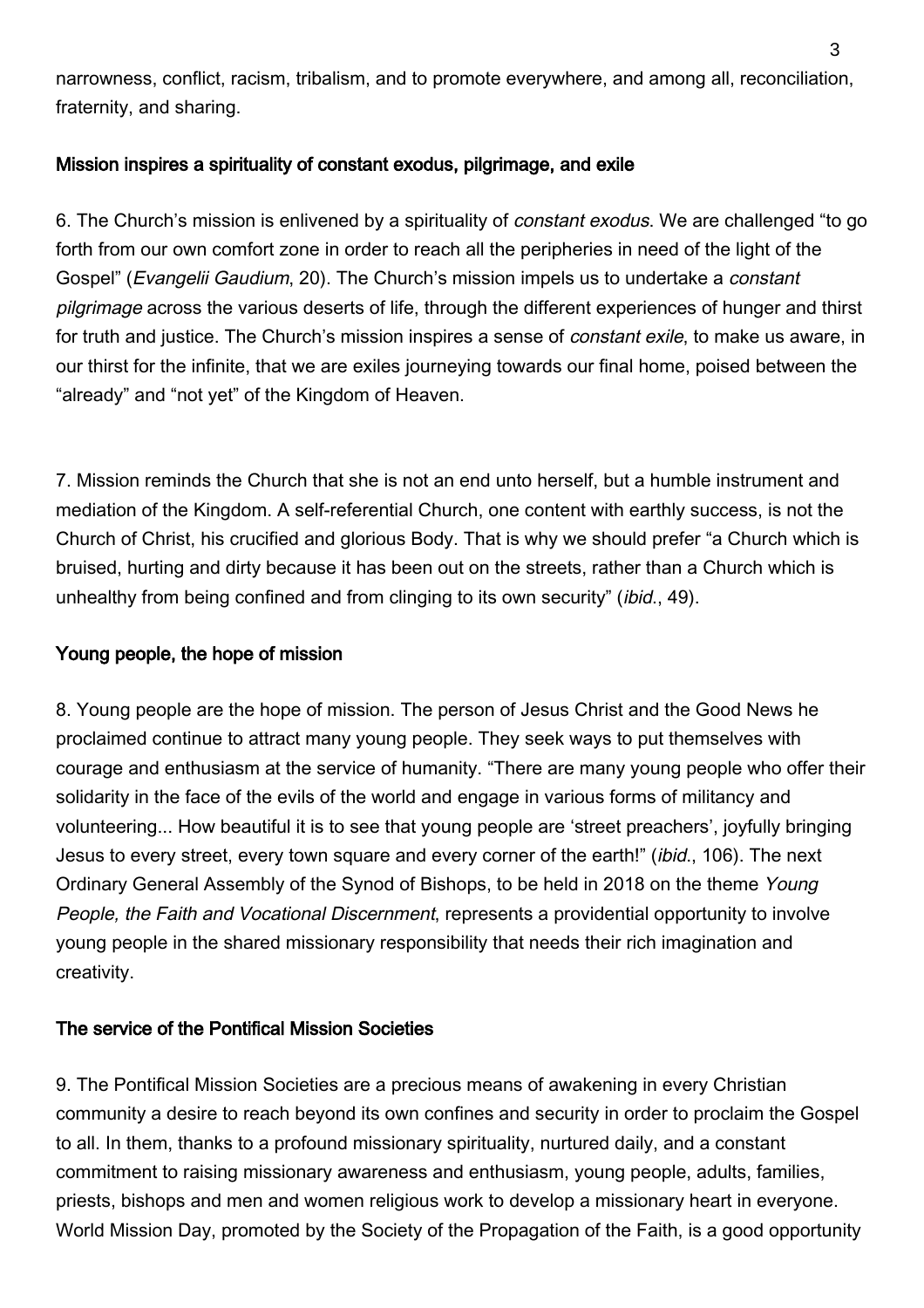narrowness, conflict, racism, tribalism, and to promote everywhere, and among all, reconciliation, fraternity, and sharing.

**Mission inspires a spirituality of constant exodus, pilgrimage, and exile**

6. The Church's mission is enlivened by a spirituality of *constant exodus*. We are challenged "to go forth from our own comfort zone in order to reach all the peripheries in need of the light of the Gospel" (*Evangelii Gaudium*, 20). The Church's mission impels us to undertake a *constant pilgrimage* across the various deserts of life, through the different experiences of hunger and thirst for truth and justice. The Church's mission inspires a sense of *constant exile*, to make us aware, in our thirst for the infinite, that we are exiles journeying towards our final home, poised between the "already" and "not yet" of the Kingdom of Heaven.

7. Mission reminds the Church that she is not an end unto herself, but a humble instrument and mediation of the Kingdom. A self-referential Church, one content with earthly success, is not the Church of Christ, his crucified and glorious Body. That is why we should prefer "a Church which is bruised, hurting and dirty because it has been out on the streets, rather than a Church which is unhealthy from being confined and from clinging to its own security" (*ibid.*, 49).

**Young people, the hope of mission**

8. Young people are the hope of mission. The person of Jesus Christ and the Good News he proclaimed continue to attract many young people. They seek ways to put themselves with courage and enthusiasm at the service of humanity. "There are many young people who offer their solidarity in the face of the evils of the world and engage in various forms of militancy and volunteering... How beautiful it is to see that young people are 'street preachers', joyfully bringing Jesus to every street, every town square and every corner of the earth!" (*ibid.*, 106). The next Ordinary General Assembly of the Synod of Bishops, to be held in 2018 on the theme *Young People, the Faith and Vocational Discernment*, represents a providential opportunity to involve young people in the shared missionary responsibility that needs their rich imagination and creativity.

**The service of the Pontifical Mission Societies**

9. The Pontifical Mission Societies are a precious means of awakening in every Christian community a desire to reach beyond its own confines and security in order to proclaim the Gospel to all. In them, thanks to a profound missionary spirituality, nurtured daily, and a constant commitment to raising missionary awareness and enthusiasm, young people, adults, families, priests, bishops and men and women religious work to develop a missionary heart in everyone. World Mission Day, promoted by the Society of the Propagation of the Faith, is a good opportunity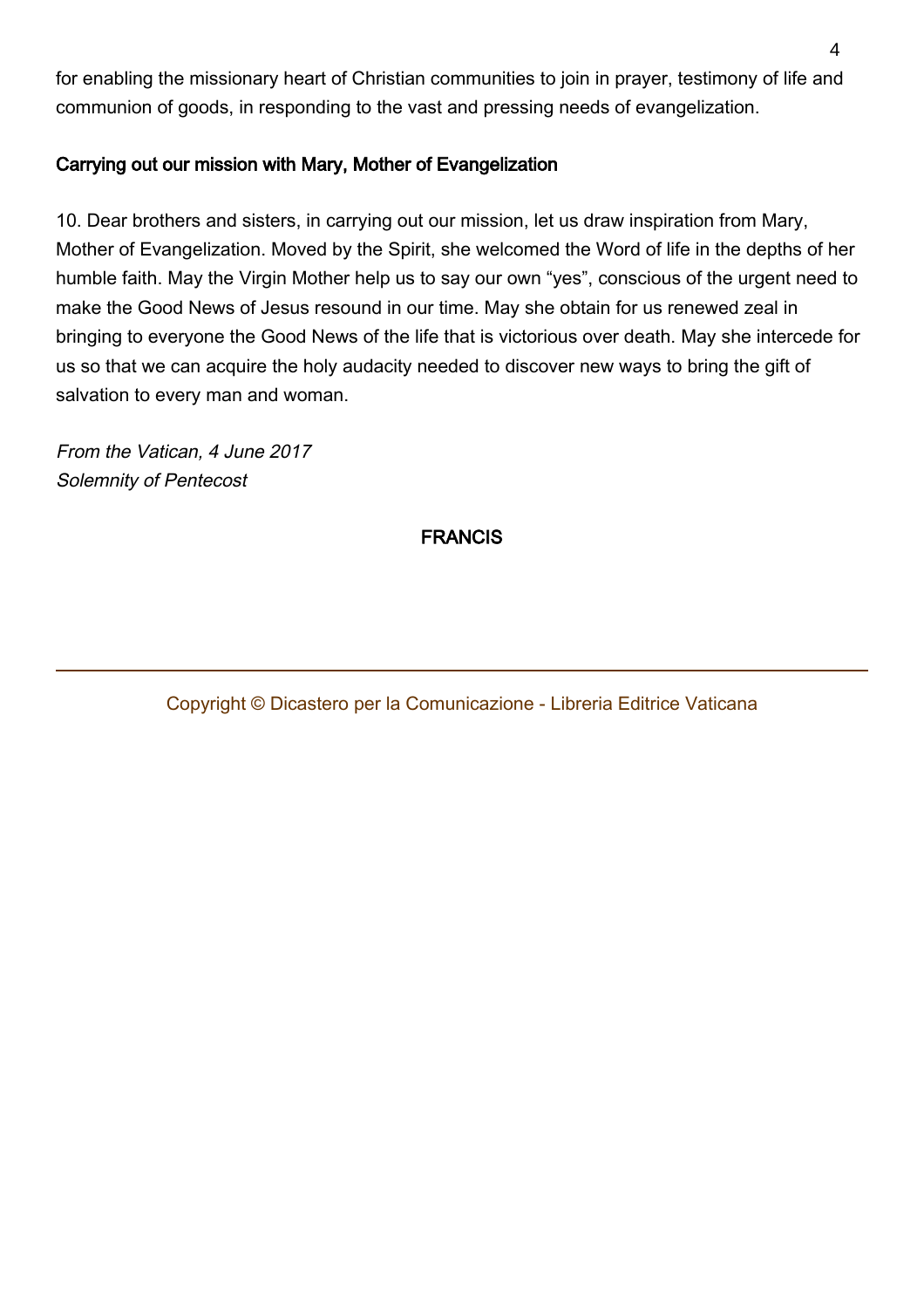for enabling the missionary heart of Christian communities to join in prayer, testimony of life and communion of goods, in responding to the vast and pressing needs of evangelization.

**Carrying out our mission with Mary, Mother of Evangelization**

10. Dear brothers and sisters, in carrying out our mission, let us draw inspiration from Mary, Mother of Evangelization. Moved by the Spirit, she welcomed the Word of life in the depths of her humble faith. May the Virgin Mother help us to say our own "yes", conscious of the urgent need to make the Good News of Jesus resound in our time. May she obtain for us renewed zeal in bringing to everyone the Good News of the life that is victorious over death. May she intercede for us so that we can acquire the holy audacity needed to discover new ways to bring the gift of salvation to every man and woman.

*From the Vatican, 4 June 2017*
*Solemnity of Pentecost*

**FRANCIS**

---

Copyright © Dicastero per la Comunicazione - Libreria Editrice Vaticana